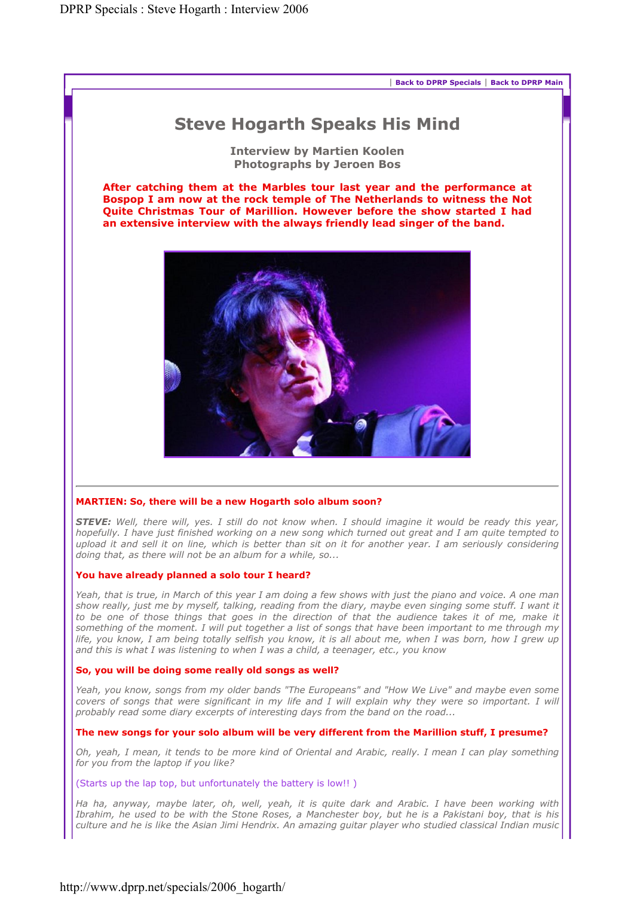| Back to DPRP Specials | Back to DPRP Main

# Steve Hogarth Speaks His Mind

**Interview by Martien Koolen**
**Photographs by Jeroen Bos**

**After catching them at the Marbles tour last year and the performance at Bospop I am now at the rock temple of The Netherlands to witness the Not Quite Christmas Tour of Marillion. However before the show started I had an extensive interview with the always friendly lead singer of the band.**

---

**MARTIEN: So, there will be a new Hogarth solo album soon?**

***STEVE:*** *Well, there will, yes. I still do not know when. I should imagine it would be ready this year, hopefully. I have just finished working on a new song which turned out great and I am quite tempted to upload it and sell it on line, which is better than sit on it for another year. I am seriously considering doing that, as there will not be an album for a while, so...*

**You have already planned a solo tour I heard?**

*Yeah, that is true, in March of this year I am doing a few shows with just the piano and voice. A one man show really, just me by myself, talking, reading from the diary, maybe even singing some stuff. I want it to be one of those things that goes in the direction of that the audience takes it of me, make it something of the moment. I will put together a list of songs that have been important to me through my life, you know, I am being totally selfish you know, it is all about me, when I was born, how I grew up and this is what I was listening to when I was a child, a teenager, etc., you know*

**So, you will be doing some really old songs as well?**

*Yeah, you know, songs from my older bands "The Europeans" and "How We Live" and maybe even some covers of songs that were significant in my life and I will explain why they were so important. I will probably read some diary excerpts of interesting days from the band on the road...*

**The new songs for your solo album will be very different from the Marillion stuff, I presume?**

*Oh, yeah, I mean, it tends to be more kind of Oriental and Arabic, really. I mean I can play something for you from the laptop if you like?*

(Starts up the lap top, but unfortunately the battery is low!! )

*Ha ha, anyway, maybe later, oh, well, yeah, it is quite dark and Arabic. I have been working with Ibrahim, he used to be with the Stone Roses, a Manchester boy, but he is a Pakistani boy, that is his culture and he is like the Asian Jimi Hendrix. An amazing guitar player who studied classical Indian music*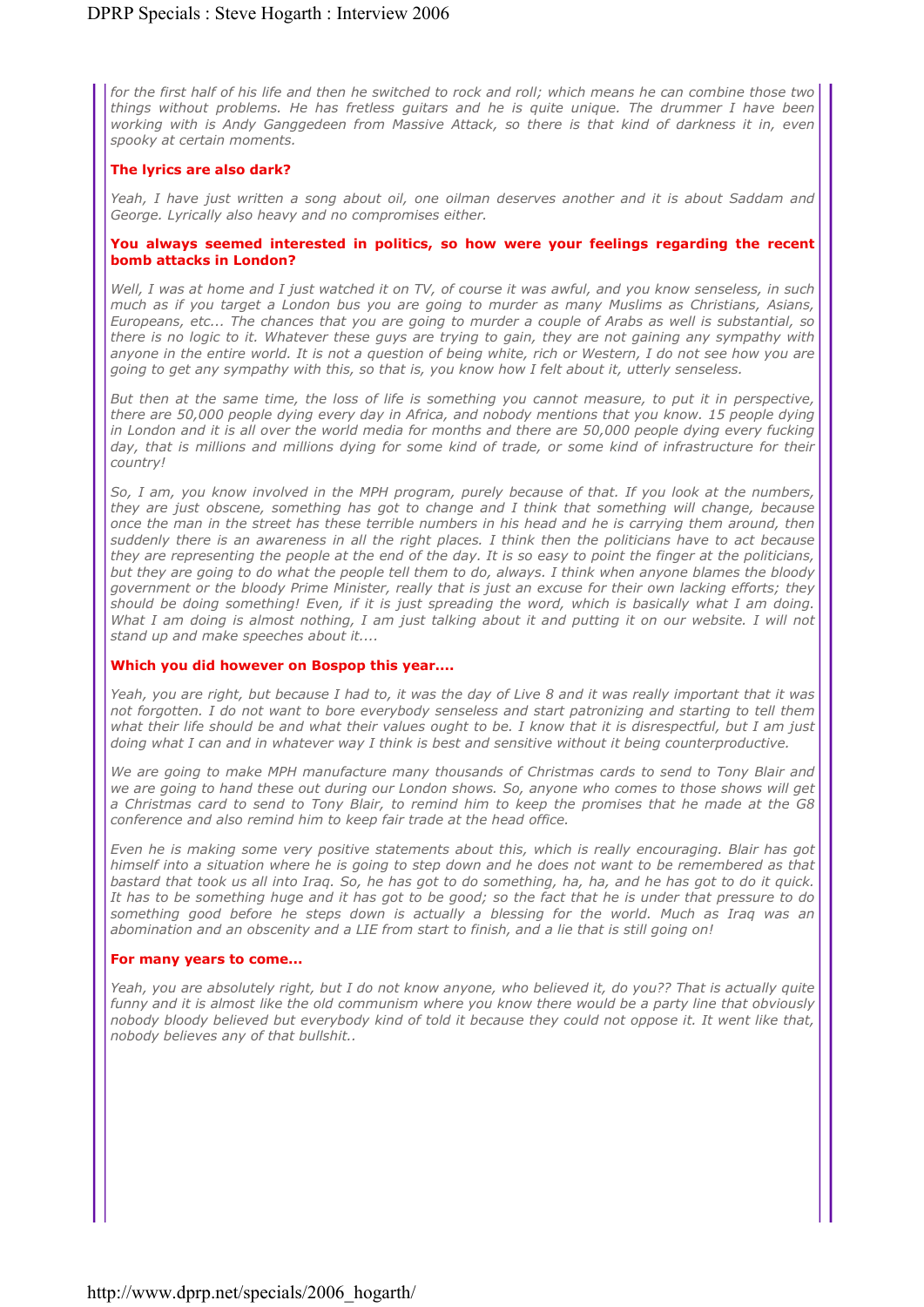*for the first half of his life and then he switched to rock and roll; which means he can combine those two things without problems. He has fretless guitars and he is quite unique. The drummer I have been working with is Andy Ganggedeen from Massive Attack, so there is that kind of darkness it in, even spooky at certain moments.*

**The lyrics are also dark?**

*Yeah, I have just written a song about oil, one oilman deserves another and it is about Saddam and George. Lyrically also heavy and no compromises either.*

**You always seemed interested in politics, so how were your feelings regarding the recent bomb attacks in London?**

*Well, I was at home and I just watched it on TV, of course it was awful, and you know senseless, in such much as if you target a London bus you are going to murder as many Muslims as Christians, Asians, Europeans, etc... The chances that you are going to murder a couple of Arabs as well is substantial, so there is no logic to it. Whatever these guys are trying to gain, they are not gaining any sympathy with anyone in the entire world. It is not a question of being white, rich or Western, I do not see how you are going to get any sympathy with this, so that is, you know how I felt about it, utterly senseless.*

*But then at the same time, the loss of life is something you cannot measure, to put it in perspective, there are 50,000 people dying every day in Africa, and nobody mentions that you know. 15 people dying in London and it is all over the world media for months and there are 50,000 people dying every fucking day, that is millions and millions dying for some kind of trade, or some kind of infrastructure for their country!*

*So, I am, you know involved in the MPH program, purely because of that. If you look at the numbers, they are just obscene, something has got to change and I think that something will change, because once the man in the street has these terrible numbers in his head and he is carrying them around, then suddenly there is an awareness in all the right places. I think then the politicians have to act because they are representing the people at the end of the day. It is so easy to point the finger at the politicians, but they are going to do what the people tell them to do, always. I think when anyone blames the bloody government or the bloody Prime Minister, really that is just an excuse for their own lacking efforts; they should be doing something! Even, if it is just spreading the word, which is basically what I am doing. What I am doing is almost nothing, I am just talking about it and putting it on our website. I will not stand up and make speeches about it....*

**Which you did however on Bospop this year....**

*Yeah, you are right, but because I had to, it was the day of Live 8 and it was really important that it was not forgotten. I do not want to bore everybody senseless and start patronizing and starting to tell them what their life should be and what their values ought to be. I know that it is disrespectful, but I am just doing what I can and in whatever way I think is best and sensitive without it being counterproductive.*

*We are going to make MPH manufacture many thousands of Christmas cards to send to Tony Blair and we are going to hand these out during our London shows. So, anyone who comes to those shows will get a Christmas card to send to Tony Blair, to remind him to keep the promises that he made at the G8 conference and also remind him to keep fair trade at the head office.*

*Even he is making some very positive statements about this, which is really encouraging. Blair has got himself into a situation where he is going to step down and he does not want to be remembered as that bastard that took us all into Iraq. So, he has got to do something, ha, ha, and he has got to do it quick. It has to be something huge and it has got to be good; so the fact that he is under that pressure to do something good before he steps down is actually a blessing for the world. Much as Iraq was an abomination and an obscenity and a LIE from start to finish, and a lie that is still going on!*

**For many years to come...**

*Yeah, you are absolutely right, but I do not know anyone, who believed it, do you?? That is actually quite funny and it is almost like the old communism where you know there would be a party line that obviously nobody bloody believed but everybody kind of told it because they could not oppose it. It went like that, nobody believes any of that bullshit..*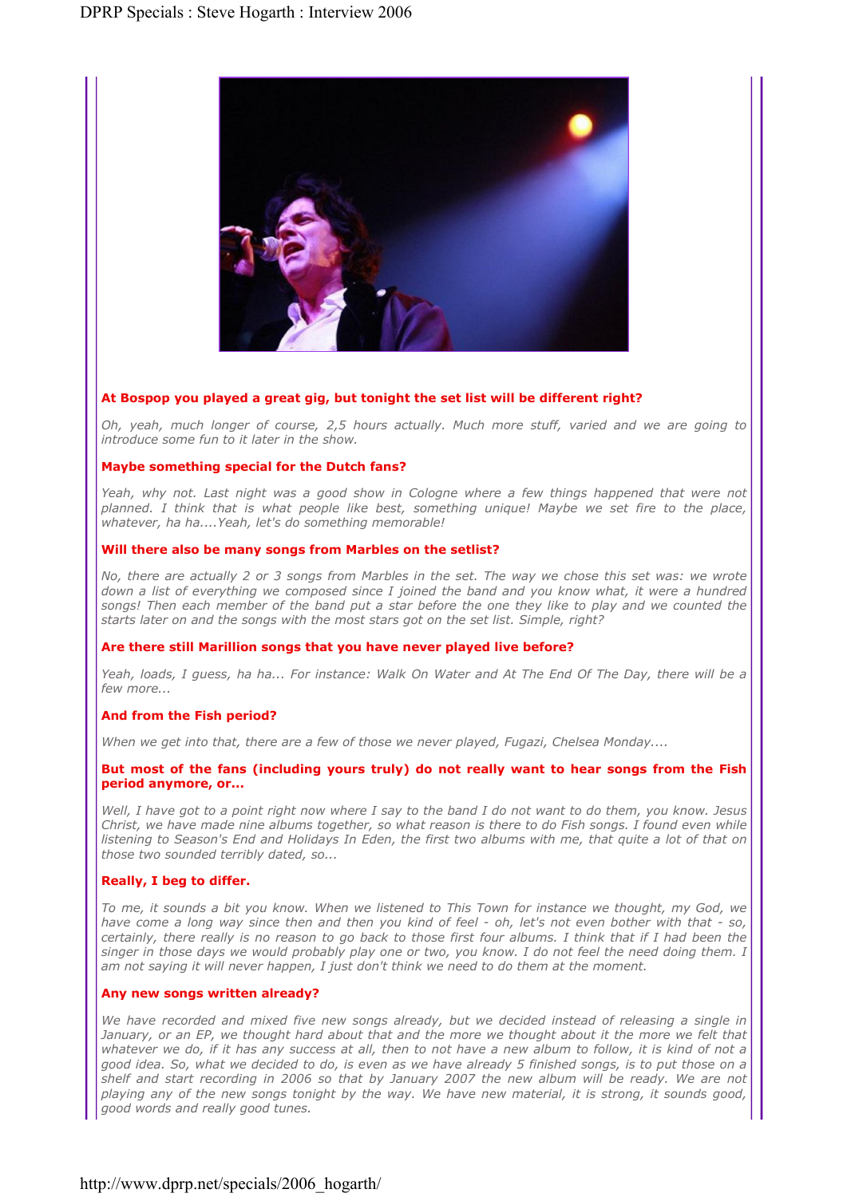**At Bospop you played a great gig, but tonight the set list will be different right?**

*Oh, yeah, much longer of course, 2,5 hours actually. Much more stuff, varied and we are going to introduce some fun to it later in the show.*

**Maybe something special for the Dutch fans?**

*Yeah, why not. Last night was a good show in Cologne where a few things happened that were not planned. I think that is what people like best, something unique! Maybe we set fire to the place, whatever, ha ha....Yeah, let's do something memorable!*

**Will there also be many songs from Marbles on the setlist?**

*No, there are actually 2 or 3 songs from Marbles in the set. The way we chose this set was: we wrote down a list of everything we composed since I joined the band and you know what, it were a hundred songs! Then each member of the band put a star before the one they like to play and we counted the starts later on and the songs with the most stars got on the set list. Simple, right?*

**Are there still Marillion songs that you have never played live before?**

*Yeah, loads, I guess, ha ha... For instance: Walk On Water and At The End Of The Day, there will be a few more...*

**And from the Fish period?**

*When we get into that, there are a few of those we never played, Fugazi, Chelsea Monday....*

**But most of the fans (including yours truly) do not really want to hear songs from the Fish period anymore, or...**

*Well, I have got to a point right now where I say to the band I do not want to do them, you know. Jesus Christ, we have made nine albums together, so what reason is there to do Fish songs. I found even while listening to Season's End and Holidays In Eden, the first two albums with me, that quite a lot of that on those two sounded terribly dated, so...*

**Really, I beg to differ.**

*To me, it sounds a bit you know. When we listened to This Town for instance we thought, my God, we have come a long way since then and then you kind of feel - oh, let's not even bother with that - so, certainly, there really is no reason to go back to those first four albums. I think that if I had been the singer in those days we would probably play one or two, you know. I do not feel the need doing them. I am not saying it will never happen, I just don't think we need to do them at the moment.*

**Any new songs written already?**

*We have recorded and mixed five new songs already, but we decided instead of releasing a single in January, or an EP, we thought hard about that and the more we thought about it the more we felt that whatever we do, if it has any success at all, then to not have a new album to follow, it is kind of not a good idea. So, what we decided to do, is even as we have already 5 finished songs, is to put those on a shelf and start recording in 2006 so that by January 2007 the new album will be ready. We are not playing any of the new songs tonight by the way. We have new material, it is strong, it sounds good, good words and really good tunes.*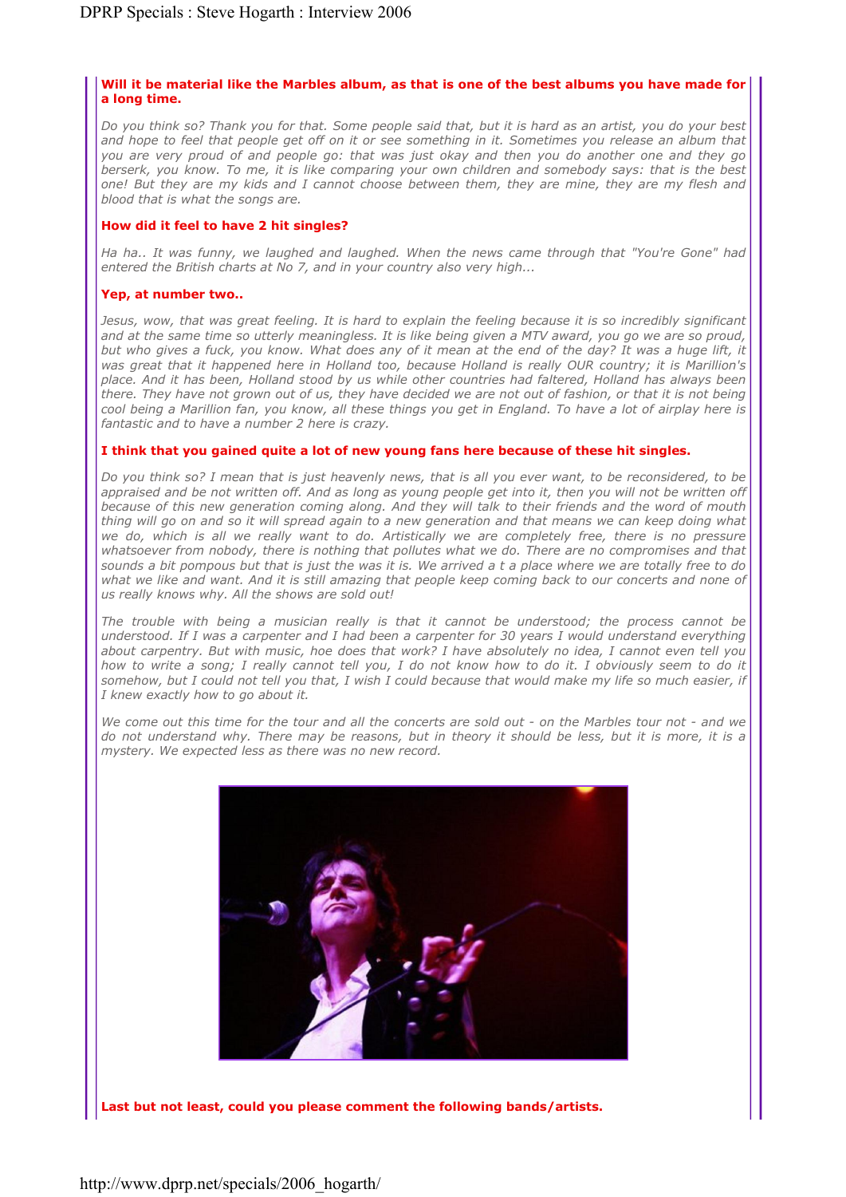**Will it be material like the Marbles album, as that is one of the best albums you have made for a long time.**

*Do you think so? Thank you for that. Some people said that, but it is hard as an artist, you do your best and hope to feel that people get off on it or see something in it. Sometimes you release an album that you are very proud of and people go: that was just okay and then you do another one and they go berserk, you know. To me, it is like comparing your own children and somebody says: that is the best one! But they are my kids and I cannot choose between them, they are mine, they are my flesh and blood that is what the songs are.*

**How did it feel to have 2 hit singles?**

*Ha ha.. It was funny, we laughed and laughed. When the news came through that "You're Gone" had entered the British charts at No 7, and in your country also very high...*

**Yep, at number two..**

*Jesus, wow, that was great feeling. It is hard to explain the feeling because it is so incredibly significant and at the same time so utterly meaningless. It is like being given a MTV award, you go we are so proud, but who gives a fuck, you know. What does any of it mean at the end of the day? It was a huge lift, it was great that it happened here in Holland too, because Holland is really OUR country; it is Marillion's place. And it has been, Holland stood by us while other countries had faltered, Holland has always been there. They have not grown out of us, they have decided we are not out of fashion, or that it is not being cool being a Marillion fan, you know, all these things you get in England. To have a lot of airplay here is fantastic and to have a number 2 here is crazy.*

**I think that you gained quite a lot of new young fans here because of these hit singles.**

*Do you think so? I mean that is just heavenly news, that is all you ever want, to be reconsidered, to be appraised and be not written off. And as long as young people get into it, then you will not be written off because of this new generation coming along. And they will talk to their friends and the word of mouth thing will go on and so it will spread again to a new generation and that means we can keep doing what we do, which is all we really want to do. Artistically we are completely free, there is no pressure whatsoever from nobody, there is nothing that pollutes what we do. There are no compromises and that sounds a bit pompous but that is just the was it is. We arrived a t a place where we are totally free to do what we like and want. And it is still amazing that people keep coming back to our concerts and none of us really knows why. All the shows are sold out!*

*The trouble with being a musician really is that it cannot be understood; the process cannot be understood. If I was a carpenter and I had been a carpenter for 30 years I would understand everything about carpentry. But with music, hoe does that work? I have absolutely no idea, I cannot even tell you how to write a song; I really cannot tell you, I do not know how to do it. I obviously seem to do it somehow, but I could not tell you that, I wish I could because that would make my life so much easier, if I knew exactly how to go about it.*

*We come out this time for the tour and all the concerts are sold out - on the Marbles tour not - and we do not understand why. There may be reasons, but in theory it should be less, but it is more, it is a mystery. We expected less as there was no new record.*

**Last but not least, could you please comment the following bands/artists.**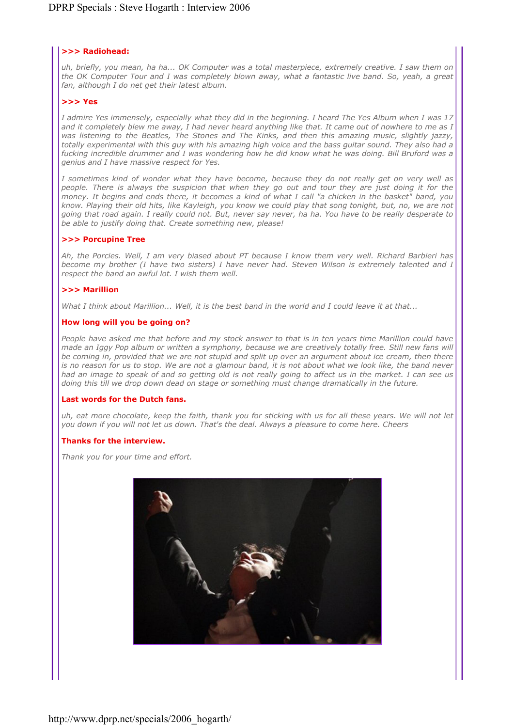**>>> Radiohead:**

*uh, briefly, you mean, ha ha... OK Computer was a total masterpiece, extremely creative. I saw them on the OK Computer Tour and I was completely blown away, what a fantastic live band. So, yeah, a great fan, although I do net get their latest album.*

**>>> Yes**

*I admire Yes immensely, especially what they did in the beginning. I heard The Yes Album when I was 17 and it completely blew me away, I had never heard anything like that. It came out of nowhere to me as I was listening to the Beatles, The Stones and The Kinks, and then this amazing music, slightly jazzy, totally experimental with this guy with his amazing high voice and the bass guitar sound. They also had a fucking incredible drummer and I was wondering how he did know what he was doing. Bill Bruford was a genius and I have massive respect for Yes.*

*I sometimes kind of wonder what they have become, because they do not really get on very well as people. There is always the suspicion that when they go out and tour they are just doing it for the money. It begins and ends there, it becomes a kind of what I call "a chicken in the basket" band, you know. Playing their old hits, like Kayleigh, you know we could play that song tonight, but, no, we are not going that road again. I really could not. But, never say never, ha ha. You have to be really desperate to be able to justify doing that. Create something new, please!*

**>>> Porcupine Tree**

*Ah, the Porcies. Well, I am very biased about PT because I know them very well. Richard Barbieri has become my brother (I have two sisters) I have never had. Steven Wilson is extremely talented and I respect the band an awful lot. I wish them well.*

**>>> Marillion**

*What I think about Marillion... Well, it is the best band in the world and I could leave it at that...*

**How long will you be going on?**

*People have asked me that before and my stock answer to that is in ten years time Marillion could have made an Iggy Pop album or written a symphony, because we are creatively totally free. Still new fans will be coming in, provided that we are not stupid and split up over an argument about ice cream, then there is no reason for us to stop. We are not a glamour band, it is not about what we look like, the band never had an image to speak of and so getting old is not really going to affect us in the market. I can see us doing this till we drop down dead on stage or something must change dramatically in the future.*

**Last words for the Dutch fans.**

*uh, eat more chocolate, keep the faith, thank you for sticking with us for all these years. We will not let you down if you will not let us down. That's the deal. Always a pleasure to come here. Cheers*

**Thanks for the interview.**

*Thank you for your time and effort.*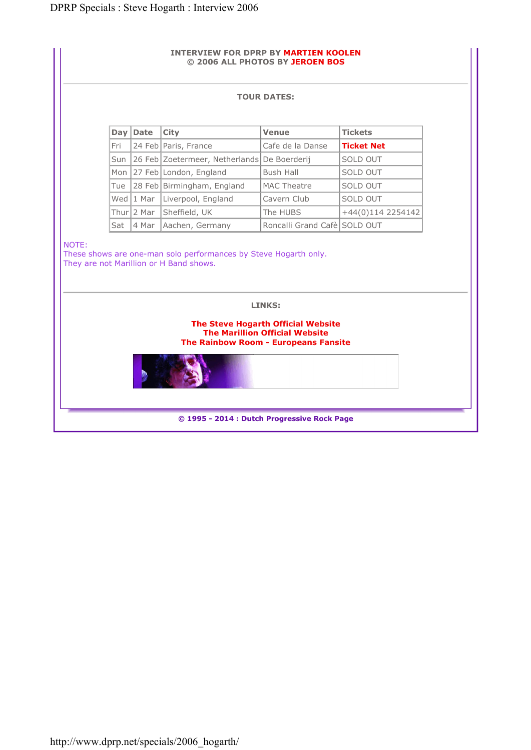INTERVIEW FOR DPRP BY **MARTIEN KOOLEN**
© 2006 ALL PHOTOS BY **JEROEN BOS**

---

**TOUR DATES:**

| Day | Date | City | Venue | Tickets |
|---|---|---|---|---|
| Fri | 24 Feb | Paris, France | Cafe de la Danse | **Ticket Net** |
| Sun | 26 Feb | Zoetermeer, Netherlands | De Boerderij | SOLD OUT |
| Mon | 27 Feb | London, England | Bush Hall | SOLD OUT |
| Tue | 28 Feb | Birmingham, England | MAC Theatre | SOLD OUT |
| Wed | 1 Mar | Liverpool, England | Cavern Club | SOLD OUT |
| Thur | 2 Mar | Sheffield, UK | The HUBS | +44(0)114 2254142 |
| Sat | 4 Mar | Aachen, Germany | Roncalli Grand Cafè | SOLD OUT |

NOTE:
These shows are one-man solo performances by Steve Hogarth only.
They are not Marillion or H Band shows.

---

**LINKS:**

**The Steve Hogarth Official Website**
**The Marillion Official Website**
**The Rainbow Room - Europeans Fansite**

**© 1995 - 2014 : Dutch Progressive Rock Page**